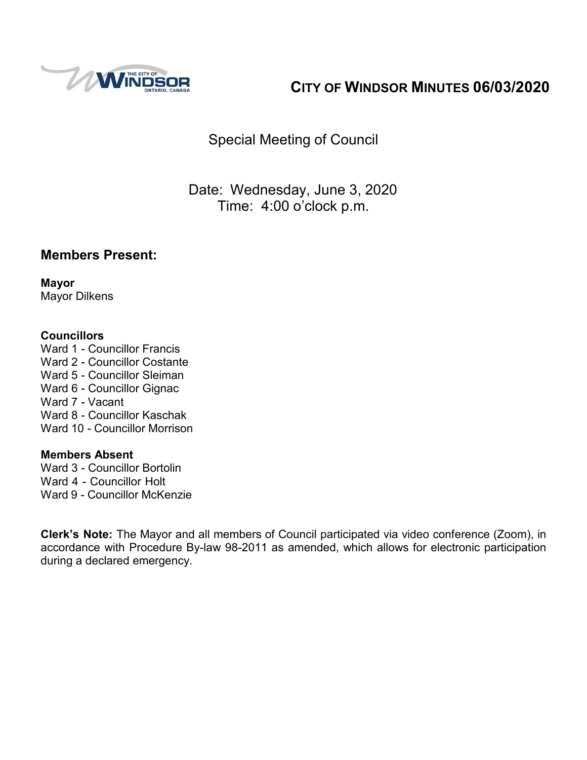# CITY OF WINDSOR MINUTES 06/03/2020

## Special Meeting of Council

Date: Wednesday, June 3, 2020
Time: 4:00 o'clock p.m.

## Members Present:

**Mayor**
Mayor Dilkens

**Councillors**
Ward 1 - Councillor Francis
Ward 2 - Councillor Costante
Ward 5 - Councillor Sleiman
Ward 6 - Councillor Gignac
Ward 7 - Vacant
Ward 8 - Councillor Kaschak
Ward 10 - Councillor Morrison

**Members Absent**
Ward 3 - Councillor Bortolin
Ward 4 - Councillor Holt
Ward 9 - Councillor McKenzie

**Clerk's Note:** The Mayor and all members of Council participated via video conference (Zoom), in accordance with Procedure By-law 98-2011 as amended, which allows for electronic participation during a declared emergency.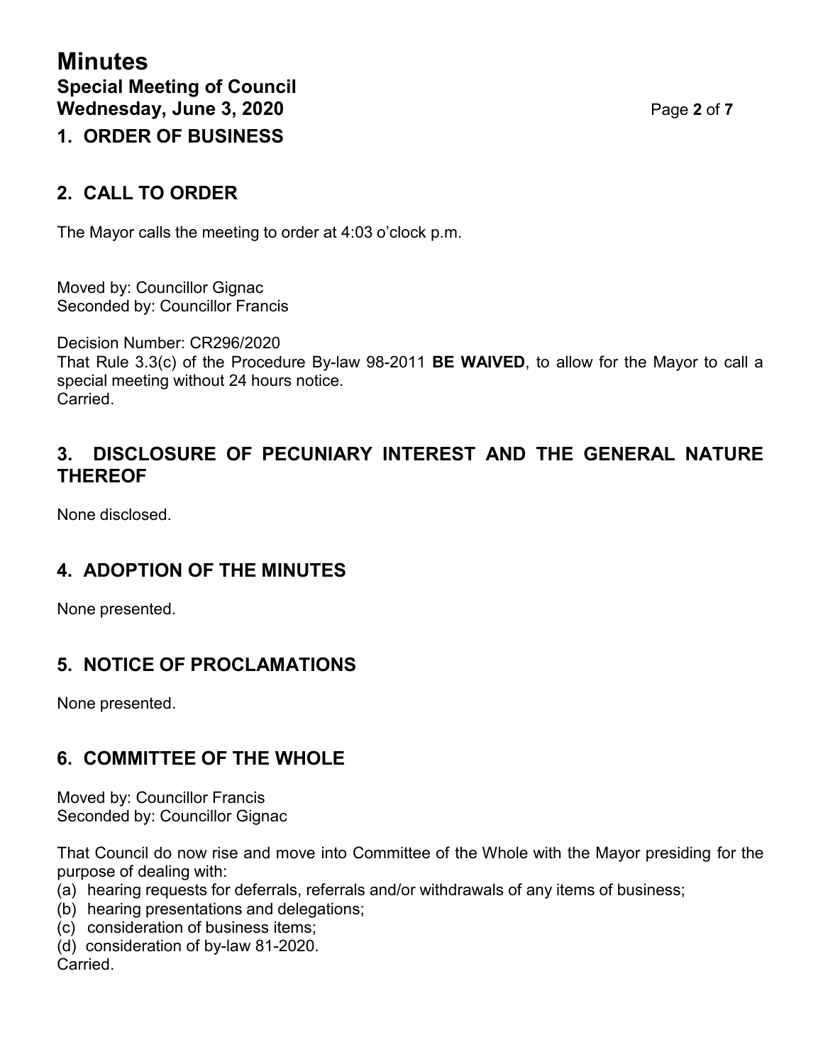# Minutes

## Special Meeting of Council

## Wednesday, June 3, 2020

## 1. ORDER OF BUSINESS

## 2. CALL TO ORDER

The Mayor calls the meeting to order at 4:03 o'clock p.m.

Moved by: Councillor Gignac
Seconded by: Councillor Francis

Decision Number: CR296/2020
That Rule 3.3(c) of the Procedure By-law 98-2011 **BE WAIVED**, to allow for the Mayor to call a special meeting without 24 hours notice.
Carried.

## 3. DISCLOSURE OF PECUNIARY INTEREST AND THE GENERAL NATURE THEREOF

None disclosed.

## 4. ADOPTION OF THE MINUTES

None presented.

## 5. NOTICE OF PROCLAMATIONS

None presented.

## 6. COMMITTEE OF THE WHOLE

Moved by: Councillor Francis
Seconded by: Councillor Gignac

That Council do now rise and move into Committee of the Whole with the Mayor presiding for the purpose of dealing with:

(a) hearing requests for deferrals, referrals and/or withdrawals of any items of business;
(b) hearing presentations and delegations;
(c) consideration of business items;
(d) consideration of by-law 81-2020.

Carried.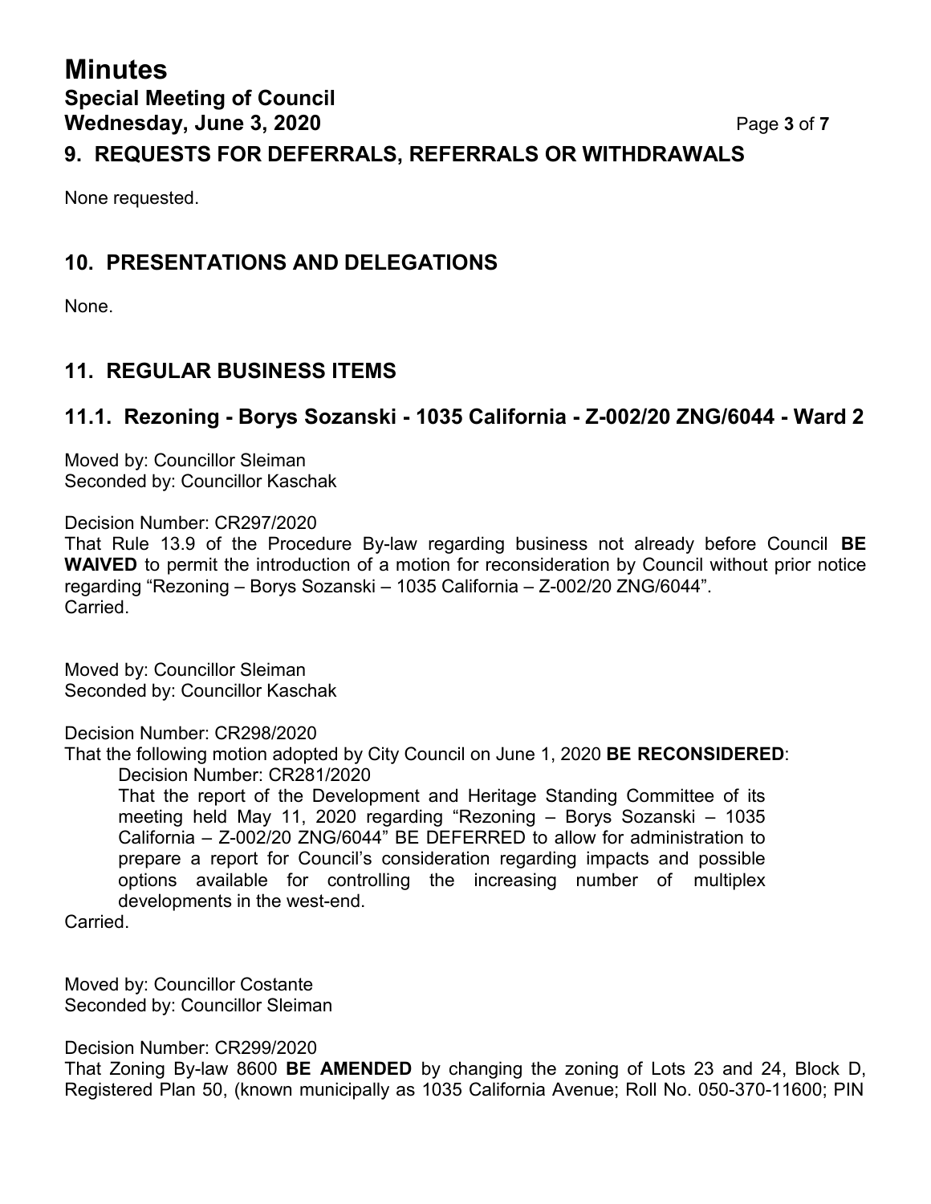## 9. REQUESTS FOR DEFERRALS, REFERRALS OR WITHDRAWALS

None requested.

## 10. PRESENTATIONS AND DELEGATIONS

None.

## 11. REGULAR BUSINESS ITEMS

### 11.1. Rezoning - Borys Sozanski - 1035 California - Z-002/20 ZNG/6044 - Ward 2

Moved by: Councillor Sleiman
Seconded by: Councillor Kaschak

Decision Number: CR297/2020
That Rule 13.9 of the Procedure By-law regarding business not already before Council **BE WAIVED** to permit the introduction of a motion for reconsideration by Council without prior notice regarding "Rezoning – Borys Sozanski – 1035 California – Z-002/20 ZNG/6044".
Carried.

Moved by: Councillor Sleiman
Seconded by: Councillor Kaschak

Decision Number: CR298/2020
That the following motion adopted by City Council on June 1, 2020 **BE RECONSIDERED**:

> Decision Number: CR281/2020
> That the report of the Development and Heritage Standing Committee of its meeting held May 11, 2020 regarding "Rezoning – Borys Sozanski – 1035 California – Z-002/20 ZNG/6044" BE DEFERRED to allow for administration to prepare a report for Council's consideration regarding impacts and possible options available for controlling the increasing number of multiplex developments in the west-end.

Carried.

Moved by: Councillor Costante
Seconded by: Councillor Sleiman

Decision Number: CR299/2020
That Zoning By-law 8600 **BE AMENDED** by changing the zoning of Lots 23 and 24, Block D, Registered Plan 50, (known municipally as 1035 California Avenue; Roll No. 050-370-11600; PIN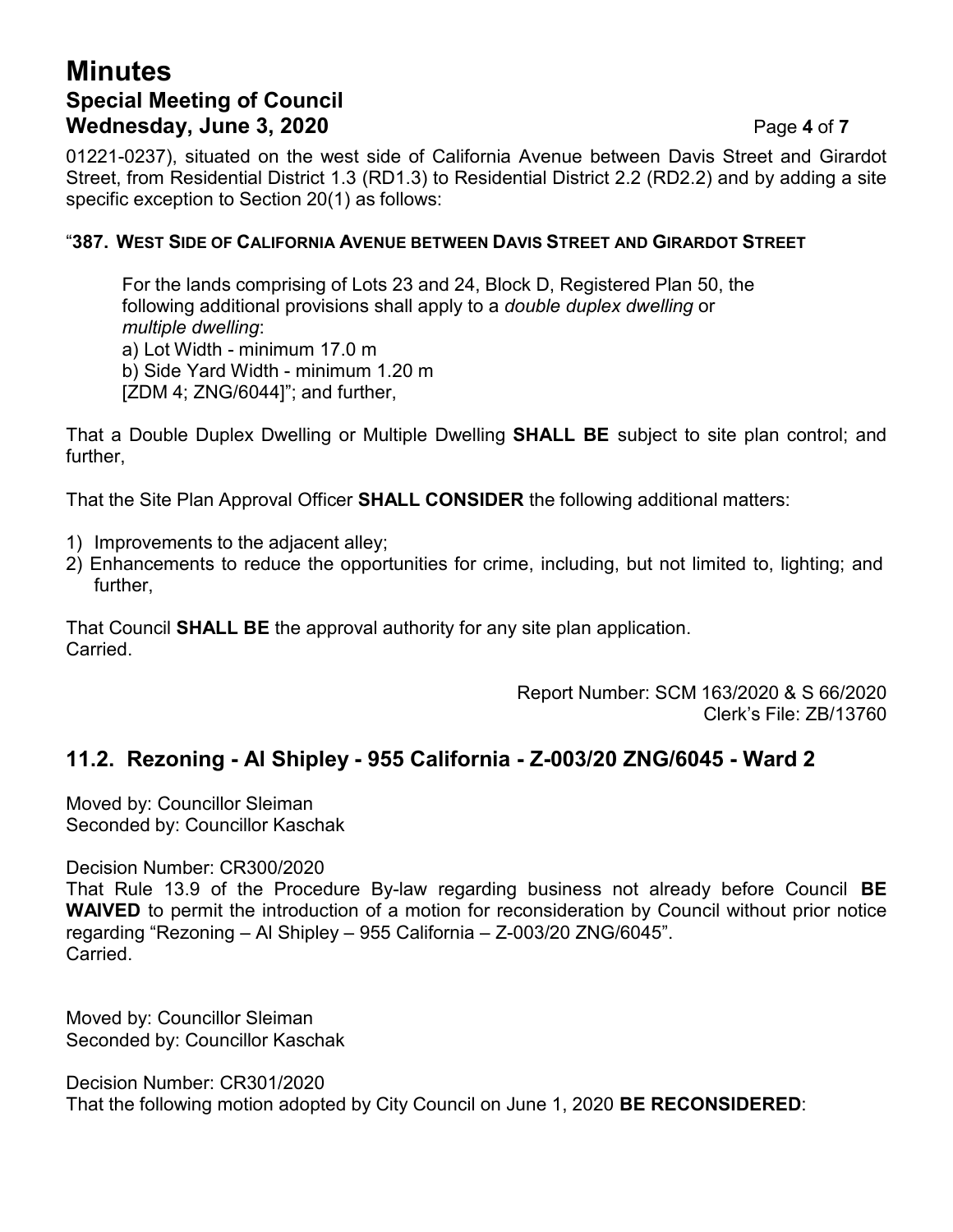01221-0237), situated on the west side of California Avenue between Davis Street and Girardot Street, from Residential District 1.3 (RD1.3) to Residential District 2.2 (RD2.2) and by adding a site specific exception to Section 20(1) as follows:

"**387. WEST SIDE OF CALIFORNIA AVENUE BETWEEN DAVIS STREET AND GIRARDOT STREET**

> For the lands comprising of Lots 23 and 24, Block D, Registered Plan 50, the following additional provisions shall apply to a *double duplex dwelling* or *multiple dwelling*:
> a) Lot Width - minimum 17.0 m
> b) Side Yard Width - minimum 1.20 m
> [ZDM 4; ZNG/6044]"; and further,

That a Double Duplex Dwelling or Multiple Dwelling **SHALL BE** subject to site plan control; and further,

That the Site Plan Approval Officer **SHALL CONSIDER** the following additional matters:

1) Improvements to the adjacent alley;
2) Enhancements to reduce the opportunities for crime, including, but not limited to, lighting; and further,

That Council **SHALL BE** the approval authority for any site plan application.
Carried.

Report Number: SCM 163/2020 & S 66/2020
Clerk's File: ZB/13760

## 11.2. Rezoning - Al Shipley - 955 California - Z-003/20 ZNG/6045 - Ward 2

Moved by: Councillor Sleiman
Seconded by: Councillor Kaschak

Decision Number: CR300/2020
That Rule 13.9 of the Procedure By-law regarding business not already before Council **BE WAIVED** to permit the introduction of a motion for reconsideration by Council without prior notice regarding "Rezoning – Al Shipley – 955 California – Z-003/20 ZNG/6045".
Carried.

Moved by: Councillor Sleiman
Seconded by: Councillor Kaschak

Decision Number: CR301/2020
That the following motion adopted by City Council on June 1, 2020 **BE RECONSIDERED**: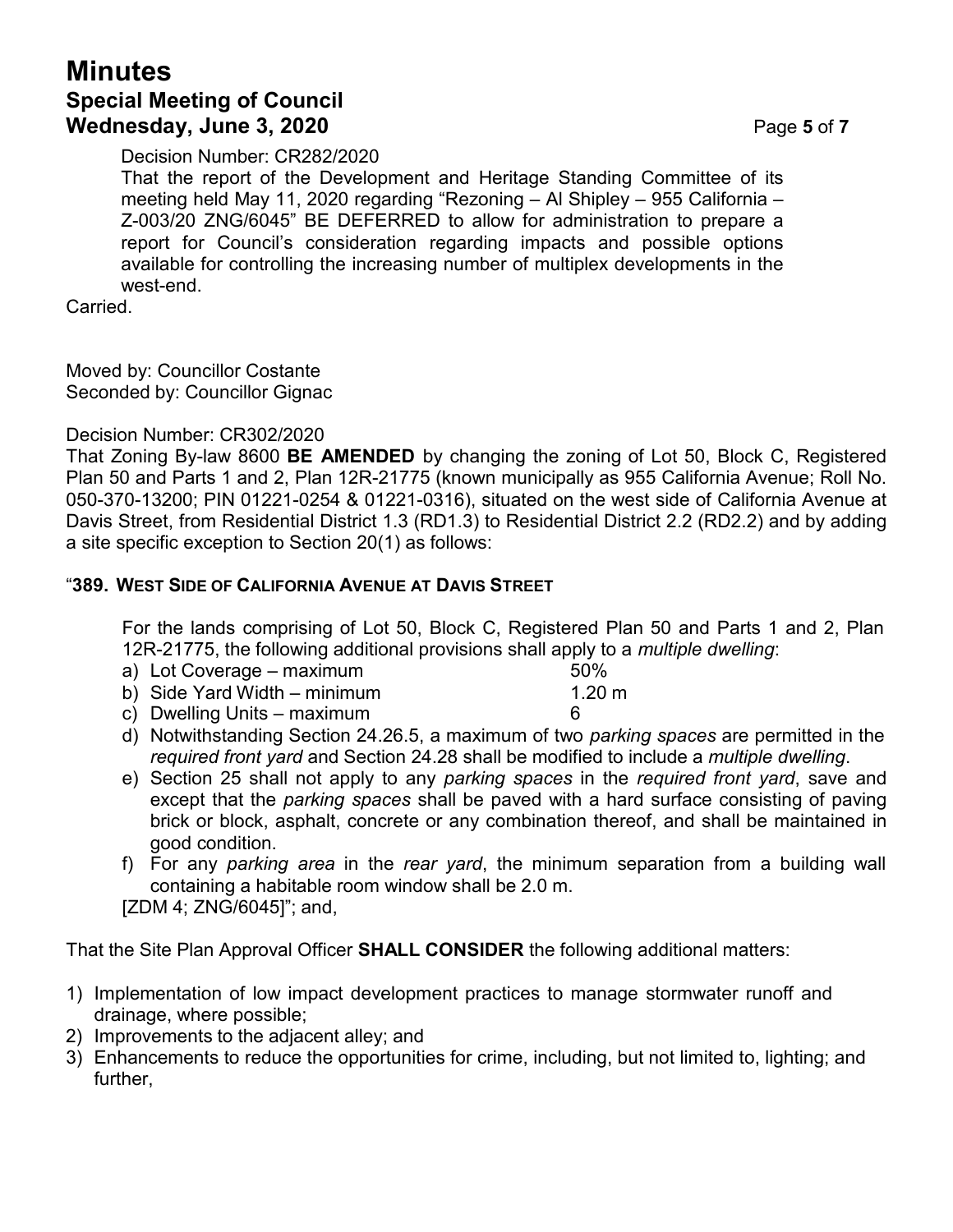Decision Number: CR282/2020

That the report of the Development and Heritage Standing Committee of its meeting held May 11, 2020 regarding "Rezoning – Al Shipley – 955 California – Z-003/20 ZNG/6045" BE DEFERRED to allow for administration to prepare a report for Council's consideration regarding impacts and possible options available for controlling the increasing number of multiplex developments in the west-end.

Carried.

Moved by: Councillor Costante
Seconded by: Councillor Gignac

Decision Number: CR302/2020

That Zoning By-law 8600 **BE AMENDED** by changing the zoning of Lot 50, Block C, Registered Plan 50 and Parts 1 and 2, Plan 12R-21775 (known municipally as 955 California Avenue; Roll No. 050-370-13200; PIN 01221-0254 & 01221-0316), situated on the west side of California Avenue at Davis Street, from Residential District 1.3 (RD1.3) to Residential District 2.2 (RD2.2) and by adding a site specific exception to Section 20(1) as follows:

"**389. WEST SIDE OF CALIFORNIA AVENUE AT DAVIS STREET**

For the lands comprising of Lot 50, Block C, Registered Plan 50 and Parts 1 and 2, Plan 12R-21775, the following additional provisions shall apply to a *multiple dwelling*:

a) Lot Coverage – maximum 50%
b) Side Yard Width – minimum 1.20 m
c) Dwelling Units – maximum 6
d) Notwithstanding Section 24.26.5, a maximum of two *parking spaces* are permitted in the *required front yard* and Section 24.28 shall be modified to include a *multiple dwelling*.
e) Section 25 shall not apply to any *parking spaces* in the *required front yard*, save and except that the *parking spaces* shall be paved with a hard surface consisting of paving brick or block, asphalt, concrete or any combination thereof, and shall be maintained in good condition.
f) For any *parking area* in the *rear yard*, the minimum separation from a building wall containing a habitable room window shall be 2.0 m.

[ZDM 4; ZNG/6045]"; and,

That the Site Plan Approval Officer **SHALL CONSIDER** the following additional matters:

1) Implementation of low impact development practices to manage stormwater runoff and drainage, where possible;
2) Improvements to the adjacent alley; and
3) Enhancements to reduce the opportunities for crime, including, but not limited to, lighting; and further,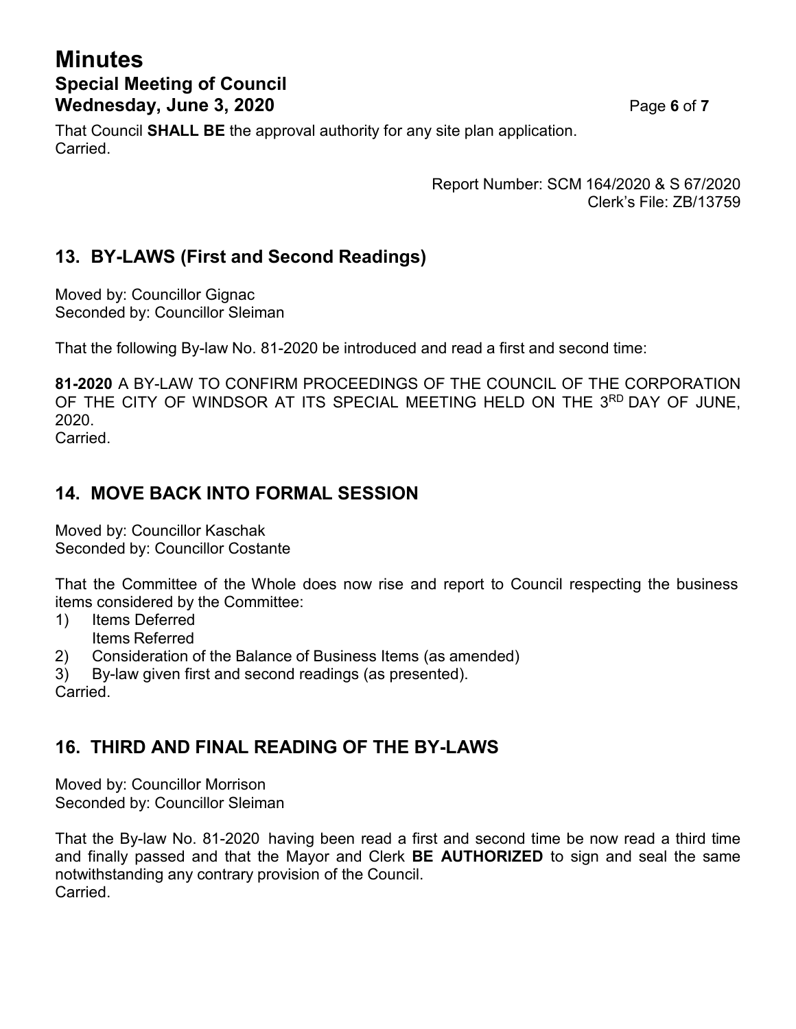That Council **SHALL BE** the approval authority for any site plan application.
Carried.

Report Number: SCM 164/2020 & S 67/2020
Clerk's File: ZB/13759

## 13. BY-LAWS (First and Second Readings)

Moved by: Councillor Gignac
Seconded by: Councillor Sleiman

That the following By-law No. 81-2020 be introduced and read a first and second time:

**81-2020** A BY-LAW TO CONFIRM PROCEEDINGS OF THE COUNCIL OF THE CORPORATION OF THE CITY OF WINDSOR AT ITS SPECIAL MEETING HELD ON THE 3RD DAY OF JUNE, 2020.
Carried.

## 14. MOVE BACK INTO FORMAL SESSION

Moved by: Councillor Kaschak
Seconded by: Councillor Costante

That the Committee of the Whole does now rise and report to Council respecting the business items considered by the Committee:

1) Items Deferred
   Items Referred
2) Consideration of the Balance of Business Items (as amended)
3) By-law given first and second readings (as presented).

Carried.

## 16. THIRD AND FINAL READING OF THE BY-LAWS

Moved by: Councillor Morrison
Seconded by: Councillor Sleiman

That the By-law No. 81-2020 having been read a first and second time be now read a third time and finally passed and that the Mayor and Clerk **BE AUTHORIZED** to sign and seal the same notwithstanding any contrary provision of the Council.
Carried.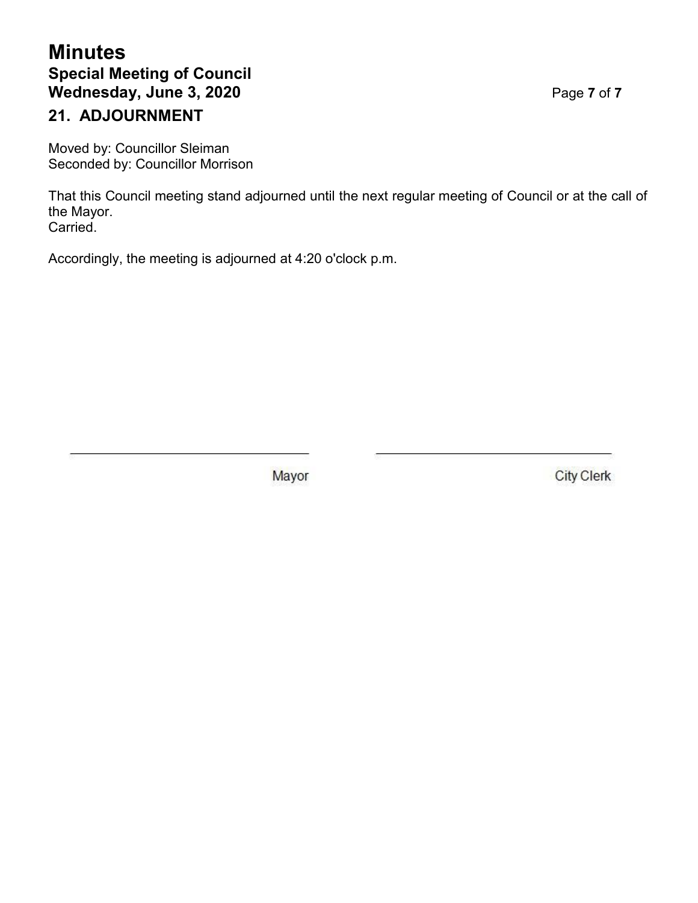## 21. ADJOURNMENT

Moved by: Councillor Sleiman
Seconded by: Councillor Morrison

That this Council meeting stand adjourned until the next regular meeting of Council or at the call of the Mayor.
Carried.

Accordingly, the meeting is adjourned at 4:20 o'clock p.m.

\_\_\_\_\_\_\_\_\_\_\_\_\_\_\_\_\_\_\_\_\_\_\_\_\_\_\_\_\_\_
Mayor

\_\_\_\_\_\_\_\_\_\_\_\_\_\_\_\_\_\_\_\_\_\_\_\_\_\_\_\_\_\_
City Clerk